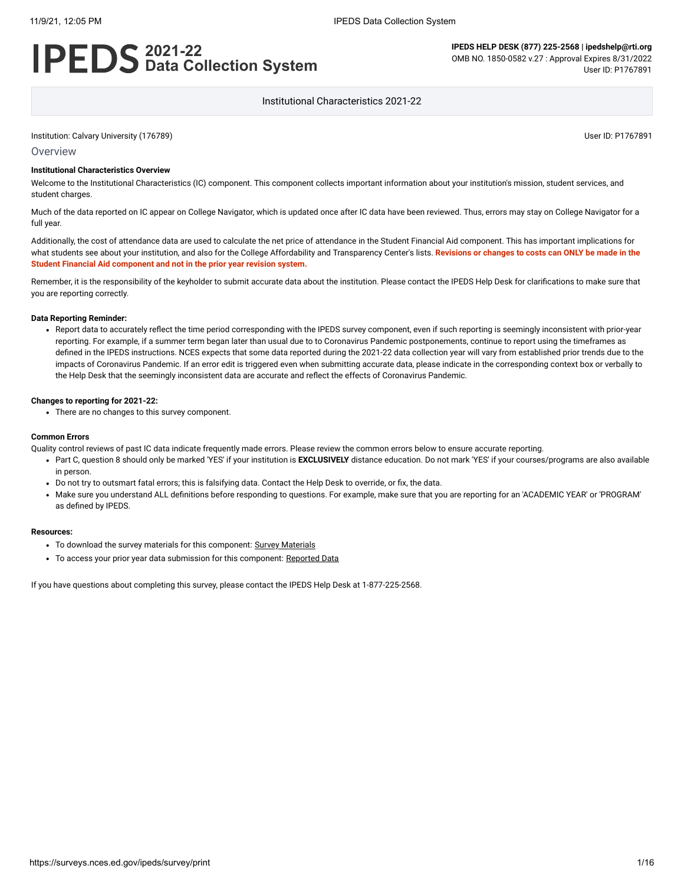# IPEDS 2021-22 Data Collection System

**IPEDS HELP DESK (877) 225-2568 | ipedshelp@rti.org**
OMB NO. 1850-0582 v.27 : Approval Expires 8/31/2022
User ID: P1767891

Institutional Characteristics 2021-22

Institution: Calvary University (176789)

User ID: P1767891

## Overview

**Institutional Characteristics Overview**

Welcome to the Institutional Characteristics (IC) component. This component collects important information about your institution's mission, student services, and student charges.

Much of the data reported on IC appear on College Navigator, which is updated once after IC data have been reviewed. Thus, errors may stay on College Navigator for a full year.

Additionally, the cost of attendance data are used to calculate the net price of attendance in the Student Financial Aid component. This has important implications for what students see about your institution, and also for the College Affordability and Transparency Center's lists. **Revisions or changes to costs can ONLY be made in the Student Financial Aid component and not in the prior year revision system.**

Remember, it is the responsibility of the keyholder to submit accurate data about the institution. Please contact the IPEDS Help Desk for clarifications to make sure that you are reporting correctly.

**Data Reporting Reminder:**

- Report data to accurately reflect the time period corresponding with the IPEDS survey component, even if such reporting is seemingly inconsistent with prior-year reporting. For example, if a summer term began later than usual due to to Coronavirus Pandemic postponements, continue to report using the timeframes as defined in the IPEDS instructions. NCES expects that some data reported during the 2021-22 data collection year will vary from established prior trends due to the impacts of Coronavirus Pandemic. If an error edit is triggered even when submitting accurate data, please indicate in the corresponding context box or verbally to the Help Desk that the seemingly inconsistent data are accurate and reflect the effects of Coronavirus Pandemic.

**Changes to reporting for 2021-22:**

- There are no changes to this survey component.

**Common Errors**

Quality control reviews of past IC data indicate frequently made errors. Please review the common errors below to ensure accurate reporting.

- Part C, question 8 should only be marked 'YES' if your institution is **EXCLUSIVELY** distance education. Do not mark 'YES' if your courses/programs are also available in person.
- Do not try to outsmart fatal errors; this is falsifying data. Contact the Help Desk to override, or fix, the data.
- Make sure you understand ALL definitions before responding to questions. For example, make sure that you are reporting for an 'ACADEMIC YEAR' or 'PROGRAM' as defined by IPEDS.

**Resources:**

- To download the survey materials for this component: Survey Materials
- To access your prior year data submission for this component: Reported Data

If you have questions about completing this survey, please contact the IPEDS Help Desk at 1-877-225-2568.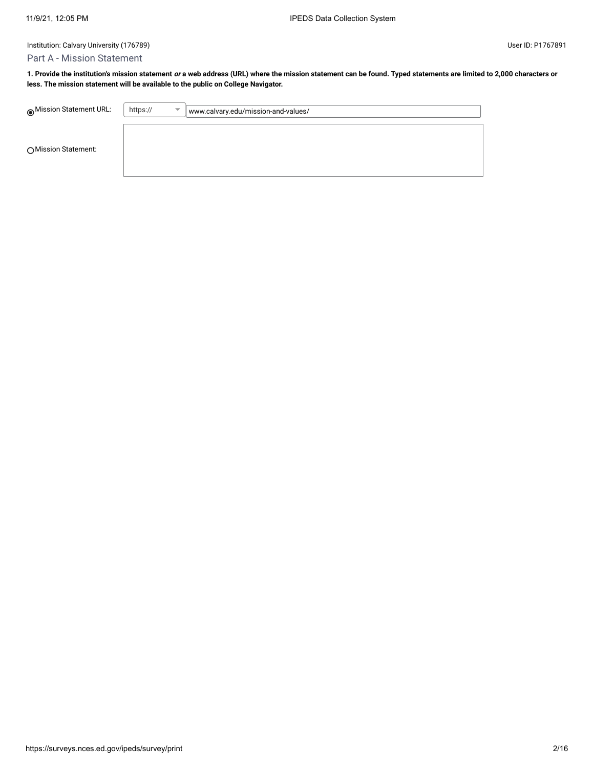Institution: Calvary University (176789)

User ID: P1767891

## Part A - Mission Statement

**1. Provide the institution's mission statement *or* a web address (URL) where the mission statement can be found. Typed statements are limited to 2,000 characters or less. The mission statement will be available to the public on College Navigator.**

◉ Mission Statement URL: https:// www.calvary.edu/mission-and-values/

○ Mission Statement: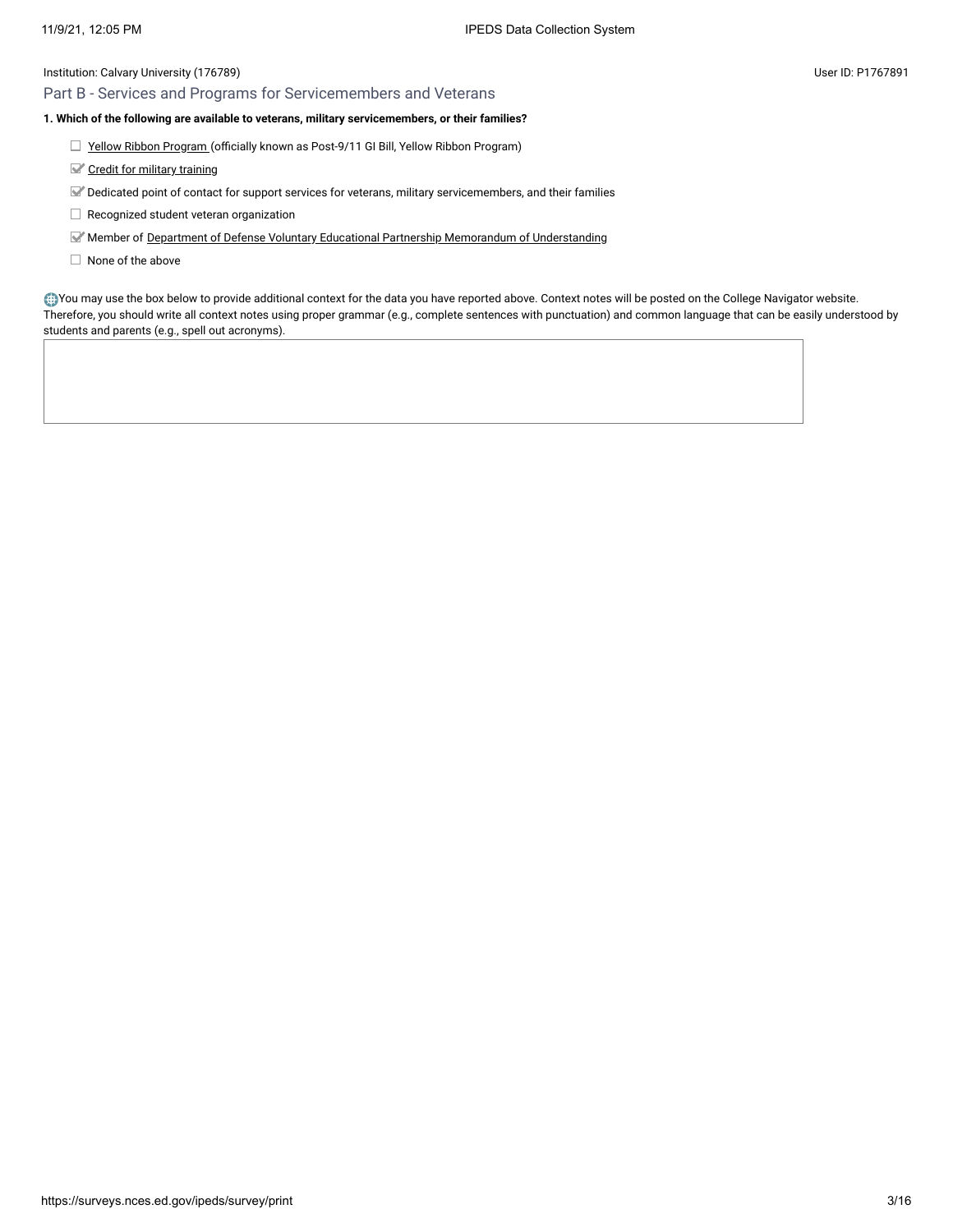Institution: Calvary University (176789)

User ID: P1767891

## Part B - Services and Programs for Servicemembers and Veterans

**1. Which of the following are available to veterans, military servicemembers, or their families?**

- [ ] Yellow Ribbon Program (officially known as Post-9/11 GI Bill, Yellow Ribbon Program)
- [x] Credit for military training
- [x] Dedicated point of contact for support services for veterans, military servicemembers, and their families
- [ ] Recognized student veteran organization
- [x] Member of Department of Defense Voluntary Educational Partnership Memorandum of Understanding
- [ ] None of the above

You may use the box below to provide additional context for the data you have reported above. Context notes will be posted on the College Navigator website. Therefore, you should write all context notes using proper grammar (e.g., complete sentences with punctuation) and common language that can be easily understood by students and parents (e.g., spell out acronyms).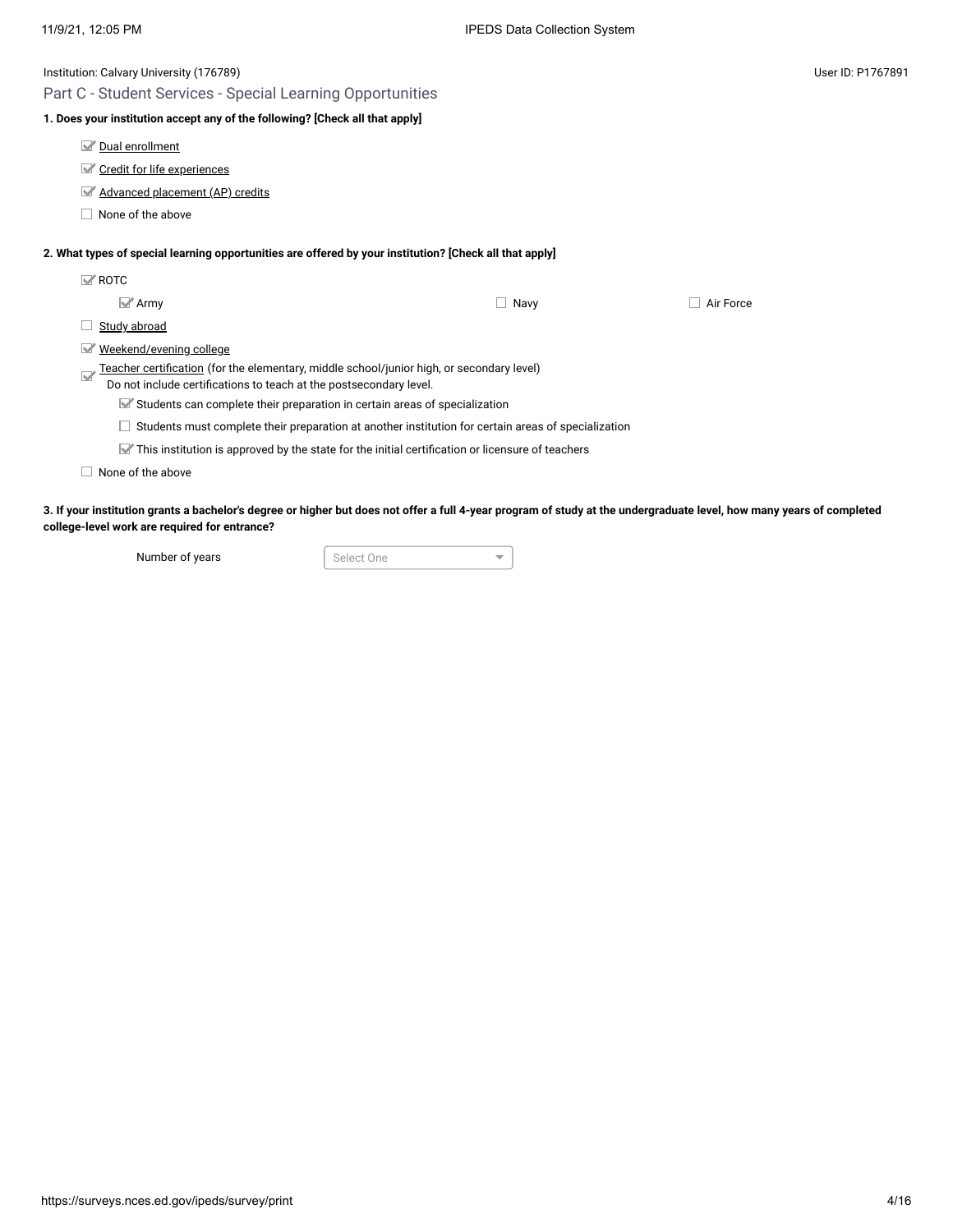Institution: Calvary University (176789)

User ID: P1767891

## Part C - Student Services - Special Learning Opportunities

**1. Does your institution accept any of the following? [Check all that apply]**

- [x] Dual enrollment
- [x] Credit for life experiences
- [x] Advanced placement (AP) credits
- [ ] None of the above

**2. What types of special learning opportunities are offered by your institution? [Check all that apply]**

- [x] ROTC
  - [x] Army
  - [ ] Navy
  - [ ] Air Force
- [ ] Study abroad
- [x] Weekend/evening college
- [x] Teacher certification (for the elementary, middle school/junior high, or secondary level)
  Do not include certifications to teach at the postsecondary level.
  - [x] Students can complete their preparation in certain areas of specialization
  - [ ] Students must complete their preparation at another institution for certain areas of specialization
  - [x] This institution is approved by the state for the initial certification or licensure of teachers
- [ ] None of the above

**3. If your institution grants a bachelor's degree or higher but does not offer a full 4-year program of study at the undergraduate level, how many years of completed college-level work are required for entrance?**

Number of years: Select One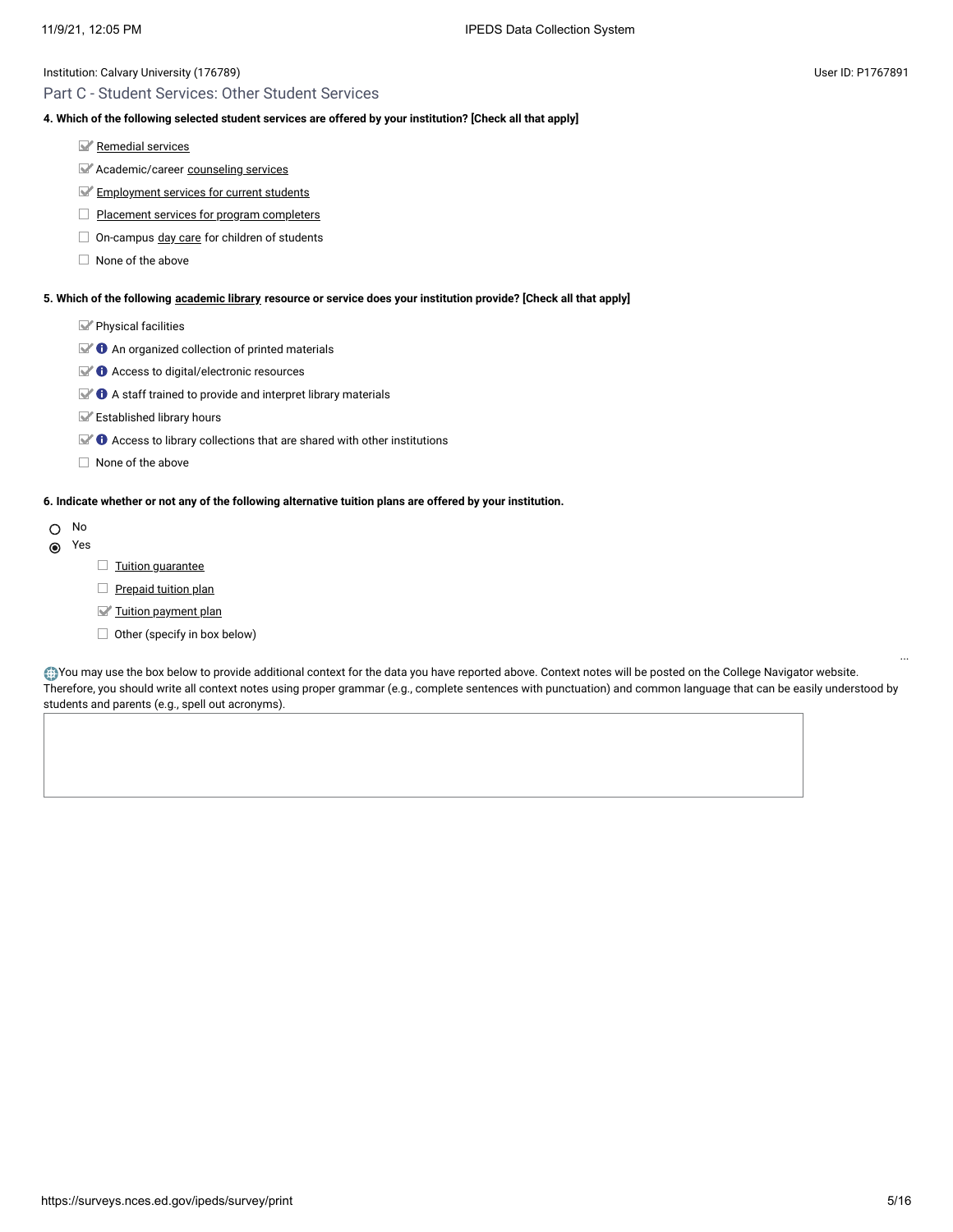Institution: Calvary University (176789)

User ID: P1767891

## Part C - Student Services: Other Student Services

**4. Which of the following selected student services are offered by your institution? [Check all that apply]**

- [x] Remedial services
- [x] Academic/career counseling services
- [x] Employment services for current students
- [ ] Placement services for program completers
- [ ] On-campus day care for children of students
- [ ] None of the above

**5. Which of the following academic library resource or service does your institution provide? [Check all that apply]**

- [x] Physical facilities
- [x] An organized collection of printed materials
- [x] Access to digital/electronic resources
- [x] A staff trained to provide and interpret library materials
- [x] Established library hours
- [x] Access to library collections that are shared with other institutions
- [ ] None of the above

**6. Indicate whether or not any of the following alternative tuition plans are offered by your institution.**

- ( ) No
- (•) Yes
  - [ ] Tuition guarantee
  - [ ] Prepaid tuition plan
  - [x] Tuition payment plan
  - [ ] Other (specify in box below)

You may use the box below to provide additional context for the data you have reported above. Context notes will be posted on the College Navigator website. Therefore, you should write all context notes using proper grammar (e.g., complete sentences with punctuation) and common language that can be easily understood by students and parents (e.g., spell out acronyms).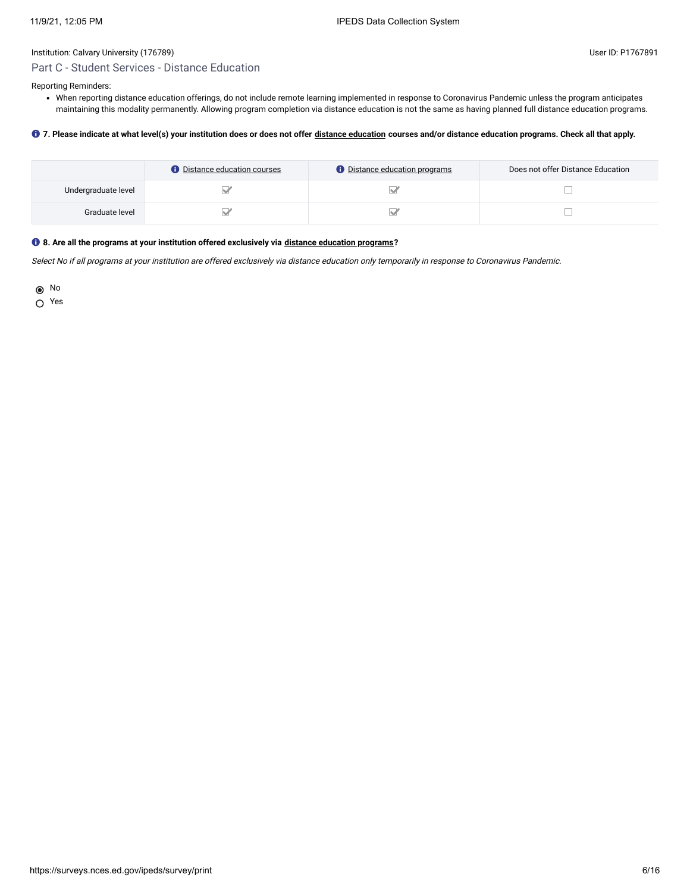Institution: Calvary University (176789)

User ID: P1767891

## Part C - Student Services - Distance Education

Reporting Reminders:

- When reporting distance education offerings, do not include remote learning implemented in response to Coronavirus Pandemic unless the program anticipates maintaining this modality permanently. Allowing program completion via distance education is not the same as having planned full distance education programs.

**7. Please indicate at what level(s) your institution does or does not offer distance education courses and/or distance education programs. Check all that apply.**

| | Distance education courses | Distance education programs | Does not offer Distance Education |
|---|---|---|---|
| Undergraduate level | ☑ | ☑ | ☐ |
| Graduate level | ☑ | ☑ | ☐ |

**8. Are all the programs at your institution offered exclusively via distance education programs?**

*Select No if all programs at your institution are offered exclusively via distance education only temporarily in response to Coronavirus Pandemic.*

- (●) No
- ( ) Yes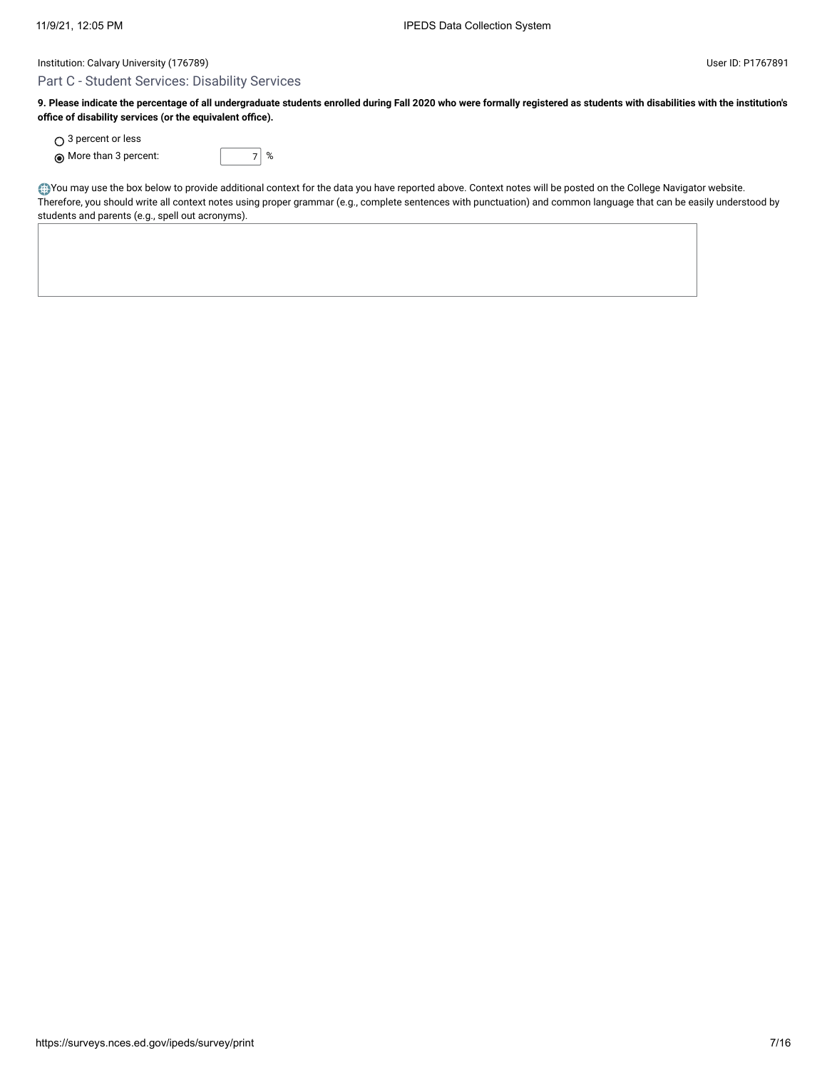Institution: Calvary University (176789)

User ID: P1767891

## Part C - Student Services: Disability Services

**9. Please indicate the percentage of all undergraduate students enrolled during Fall 2020 who were formally registered as students with disabilities with the institution's office of disability services (or the equivalent office).**

- ○ 3 percent or less
- ◉ More than 3 percent: 7 %

You may use the box below to provide additional context for the data you have reported above. Context notes will be posted on the College Navigator website. Therefore, you should write all context notes using proper grammar (e.g., complete sentences with punctuation) and common language that can be easily understood by students and parents (e.g., spell out acronyms).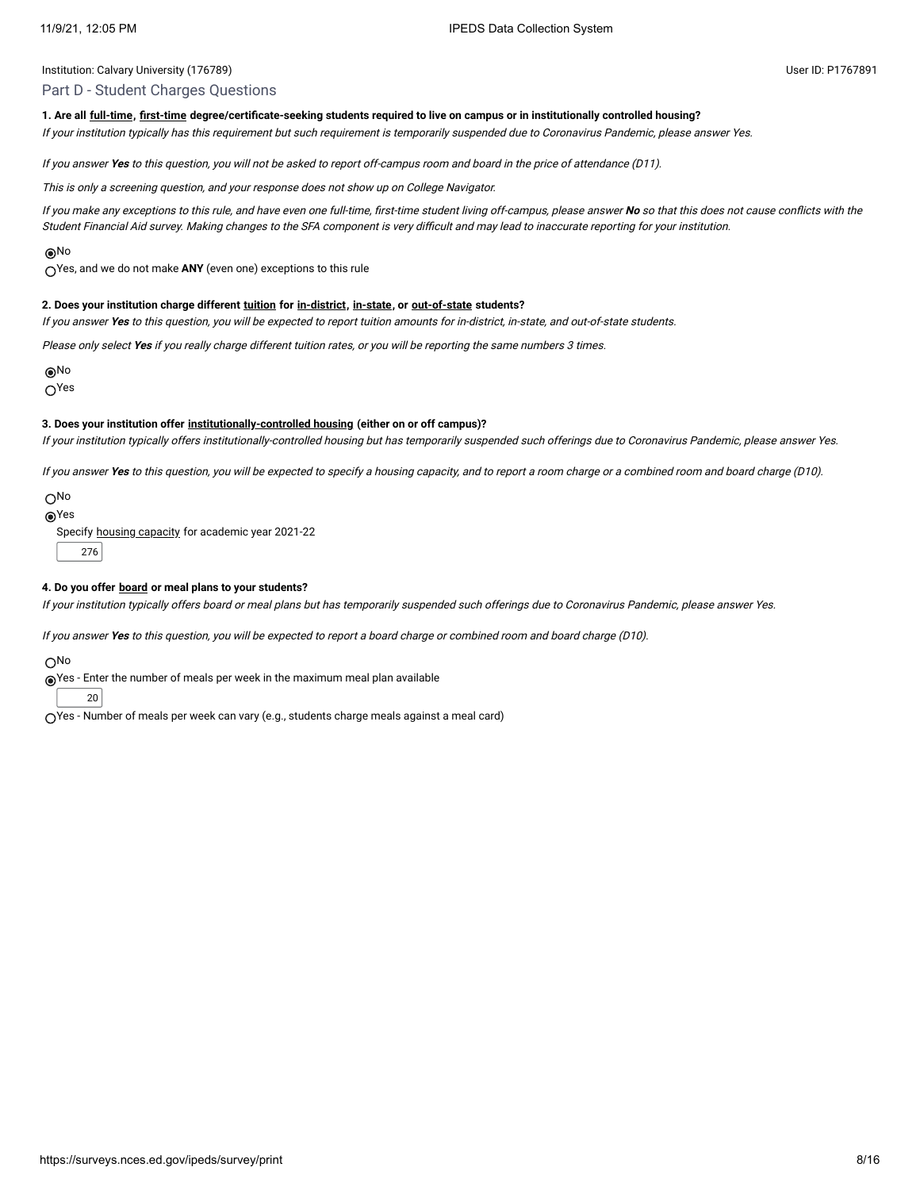Institution: Calvary University (176789) User ID: P1767891

## Part D - Student Charges Questions

**1. Are all full-time, first-time degree/certificate-seeking students required to live on campus or in institutionally controlled housing?**

*If your institution typically has this requirement but such requirement is temporarily suspended due to Coronavirus Pandemic, please answer Yes.*

*If you answer **Yes** to this question, you will not be asked to report off-campus room and board in the price of attendance (D11).*

*This is only a screening question, and your response does not show up on College Navigator.*

*If you make any exceptions to this rule, and have even one full-time, first-time student living off-campus, please answer **No** so that this does not cause conflicts with the Student Financial Aid survey. Making changes to the SFA component is very difficult and may lead to inaccurate reporting for your institution.*

- (●) No
- ( ) Yes, and we do not make **ANY** (even one) exceptions to this rule

**2. Does your institution charge different tuition for in-district, in-state, or out-of-state students?**

*If you answer **Yes** to this question, you will be expected to report tuition amounts for in-district, in-state, and out-of-state students.*

*Please only select **Yes** if you really charge different tuition rates, or you will be reporting the same numbers 3 times.*

- (●) No
- ( ) Yes

**3. Does your institution offer institutionally-controlled housing (either on or off campus)?**

*If your institution typically offers institutionally-controlled housing but has temporarily suspended such offerings due to Coronavirus Pandemic, please answer Yes.*

*If you answer **Yes** to this question, you will be expected to specify a housing capacity, and to report a room charge or a combined room and board charge (D10).*

- ( ) No
- (●) Yes

  Specify housing capacity for academic year 2021-22

  276

**4. Do you offer board or meal plans to your students?**

*If your institution typically offers board or meal plans but has temporarily suspended such offerings due to Coronavirus Pandemic, please answer Yes.*

*If you answer **Yes** to this question, you will be expected to report a board charge or combined room and board charge (D10).*

- ( ) No
- (●) Yes - Enter the number of meals per week in the maximum meal plan available

  20

- ( ) Yes - Number of meals per week can vary (e.g., students charge meals against a meal card)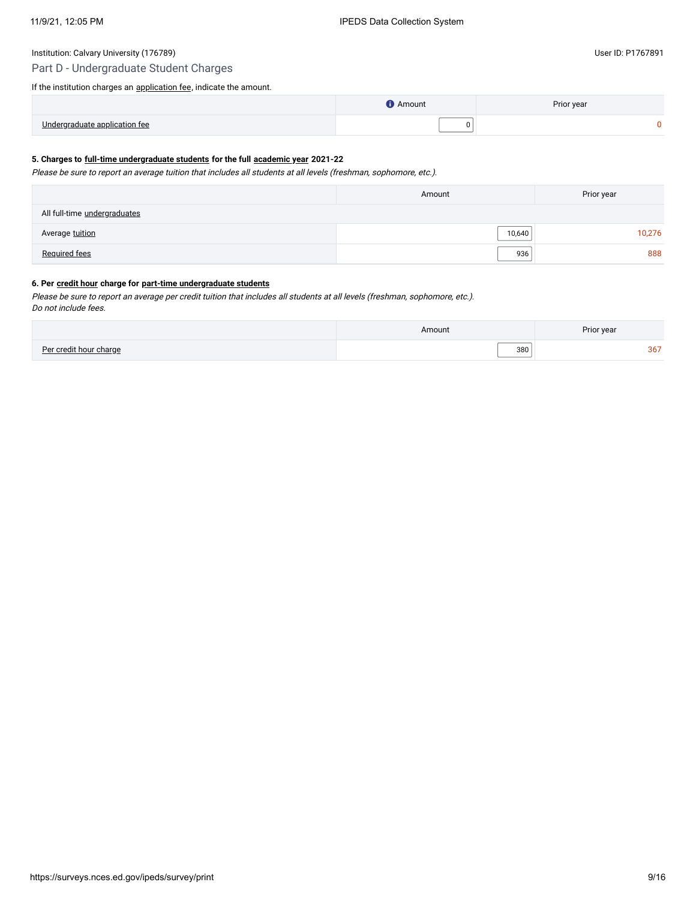Institution: Calvary University (176789)

User ID: P1767891

## Part D - Undergraduate Student Charges

If the institution charges an application fee, indicate the amount.

| | Amount | Prior year |
|---|---|---|
| Undergraduate application fee | 0 | 0 |

**5. Charges to full-time undergraduate students for the full academic year 2021-22**

*Please be sure to report an average tuition that includes all students at all levels (freshman, sophomore, etc.).*

| | Amount | Prior year |
|---|---|---|
| All full-time undergraduates | | |
| Average tuition | 10,640 | 10,276 |
| Required fees | 936 | 888 |

**6. Per credit hour charge for part-time undergraduate students**

*Please be sure to report an average per credit tuition that includes all students at all levels (freshman, sophomore, etc.).*
*Do not include fees.*

| | Amount | Prior year |
|---|---|---|
| Per credit hour charge | 380 | 367 |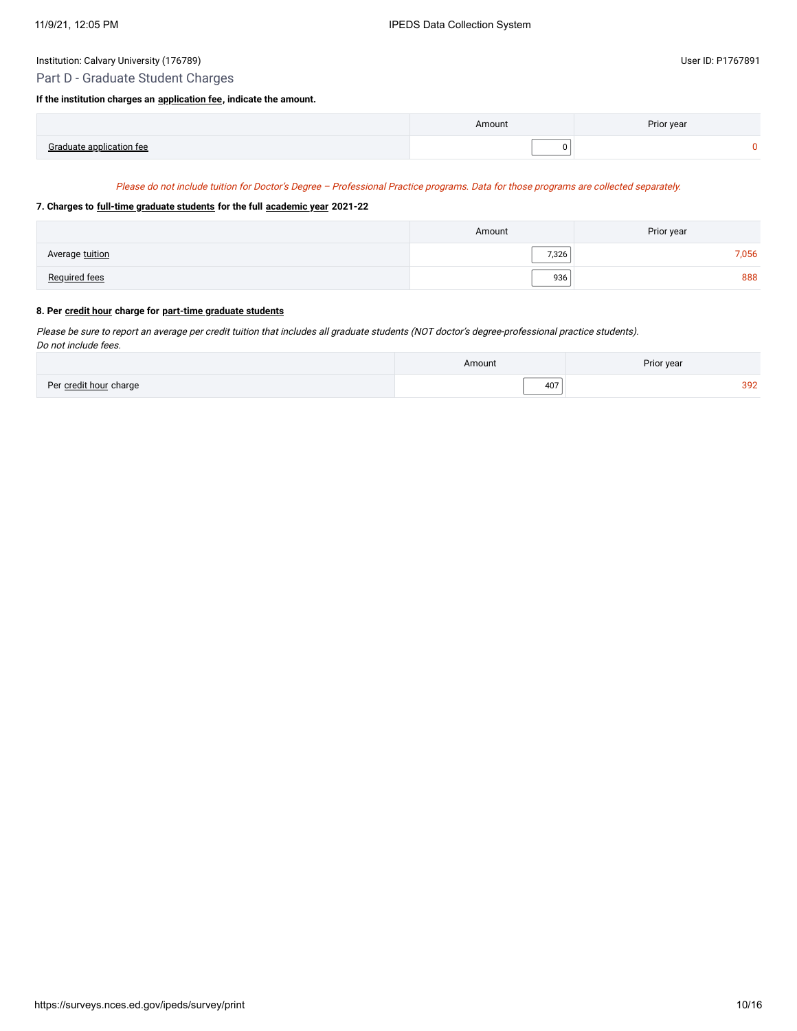Institution: Calvary University (176789)

User ID: P1767891

## Part D - Graduate Student Charges

**If the institution charges an application fee, indicate the amount.**

| | Amount | Prior year |
|---|---|---|
| Graduate application fee | 0 | 0 |

*Please do not include tuition for Doctor's Degree – Professional Practice programs. Data for those programs are collected separately.*

**7. Charges to full-time graduate students for the full academic year 2021-22**

| | Amount | Prior year |
|---|---|---|
| Average tuition | 7,326 | 7,056 |
| Required fees | 936 | 888 |

**8. Per credit hour charge for part-time graduate students**

*Please be sure to report an average per credit tuition that includes all graduate students (NOT doctor's degree-professional practice students).*
*Do not include fees.*

| | Amount | Prior year |
|---|---|---|
| Per credit hour charge | 407 | 392 |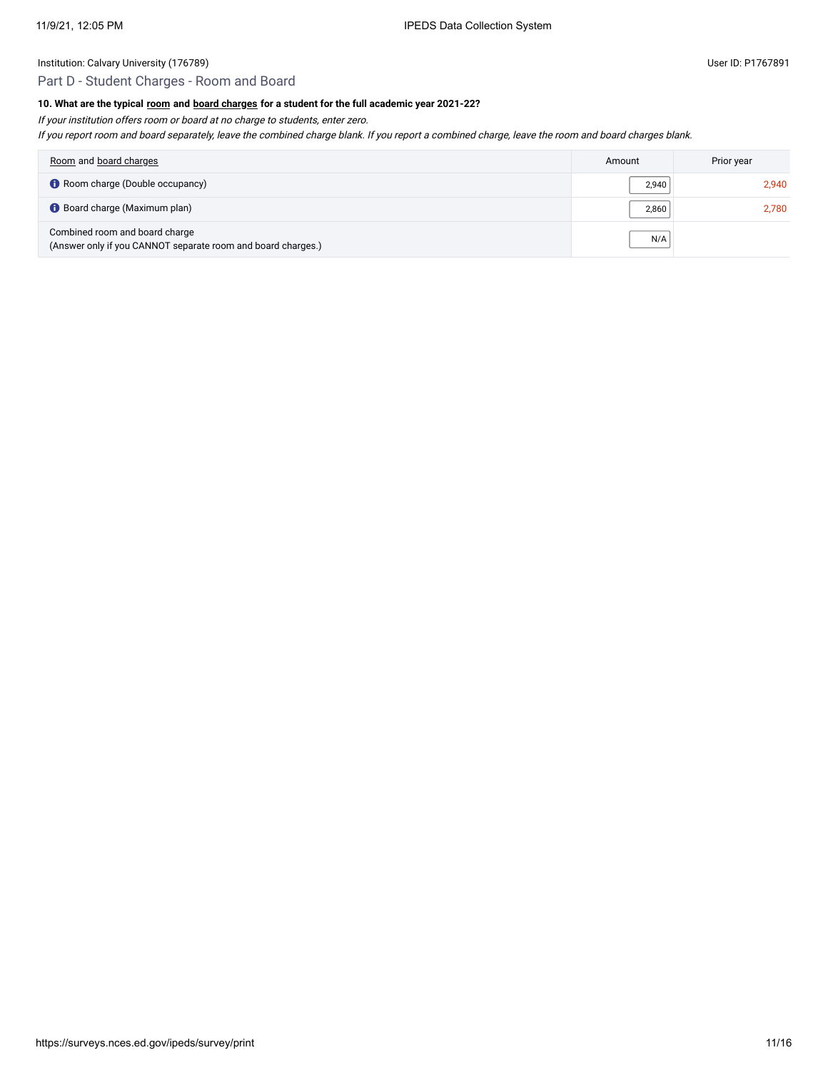Institution: Calvary University (176789)

User ID: P1767891

## Part D - Student Charges - Room and Board

**10. What are the typical room and board charges for a student for the full academic year 2021-22?**

*If your institution offers room or board at no charge to students, enter zero.*

*If you report room and board separately, leave the combined charge blank. If you report a combined charge, leave the room and board charges blank.*

| Room and board charges | Amount | Prior year |
|---|---|---|
| Room charge (Double occupancy) | 2,940 | 2,940 |
| Board charge (Maximum plan) | 2,860 | 2,780 |
| Combined room and board charge (Answer only if you CANNOT separate room and board charges.) | N/A | |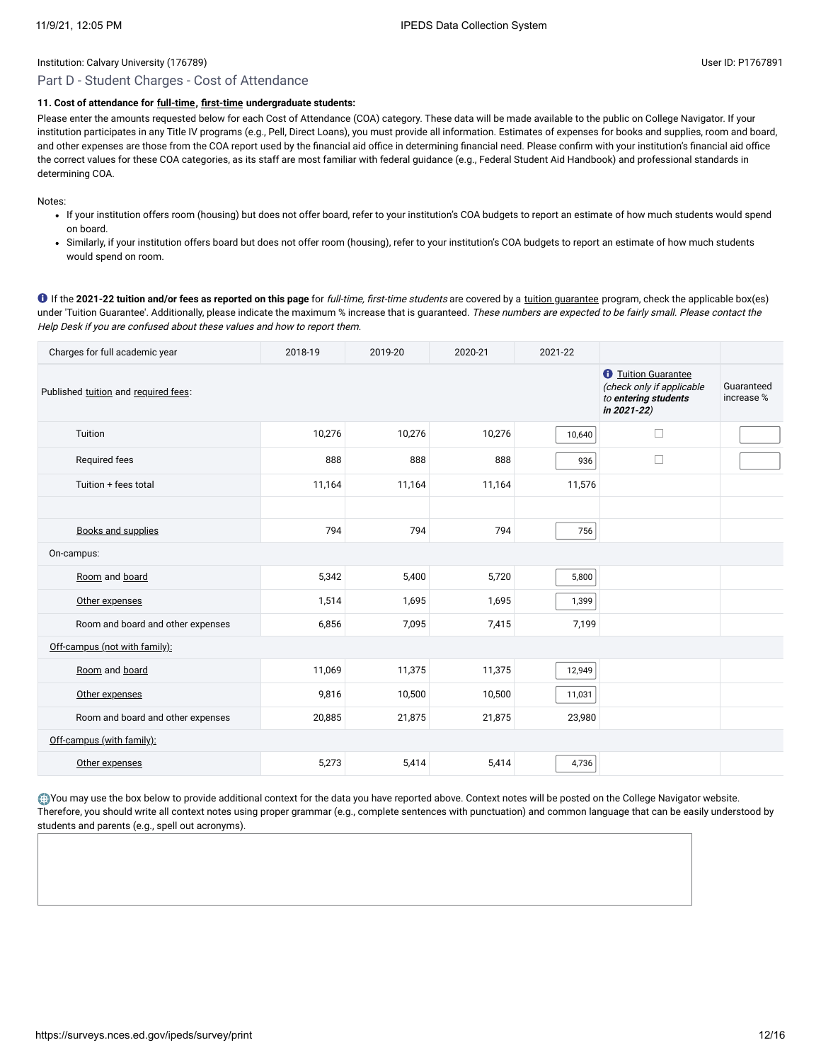Institution: Calvary University (176789)

User ID: P1767891

## Part D - Student Charges - Cost of Attendance

**11. Cost of attendance for full-time, first-time undergraduate students:**

Please enter the amounts requested below for each Cost of Attendance (COA) category. These data will be made available to the public on College Navigator. If your institution participates in any Title IV programs (e.g., Pell, Direct Loans), you must provide all information. Estimates of expenses for books and supplies, room and board, and other expenses are those from the COA report used by the financial aid office in determining financial need. Please confirm with your institution's financial aid office the correct values for these COA categories, as its staff are most familiar with federal guidance (e.g., Federal Student Aid Handbook) and professional standards in determining COA.

Notes:

- If your institution offers room (housing) but does not offer board, refer to your institution's COA budgets to report an estimate of how much students would spend on board.
- Similarly, if your institution offers board but does not offer room (housing), refer to your institution's COA budgets to report an estimate of how much students would spend on room.

If the **2021-22 tuition and/or fees as reported on this page** for *full-time, first-time students* are covered by a tuition guarantee program, check the applicable box(es) under 'Tuition Guarantee'. Additionally, please indicate the maximum % increase that is guaranteed. *These numbers are expected to be fairly small. Please contact the Help Desk if you are confused about these values and how to report them.*

| Charges for full academic year | 2018-19 | 2019-20 | 2020-21 | 2021-22 | | |
|---|---|---|---|---|---|---|
| Published tuition and required fees: | | | | | Tuition Guarantee *(check only if applicable to **entering students** in 2021-22)* | Guaranteed increase % |
| Tuition | 10,276 | 10,276 | 10,276 | 10,640 | ☐ | |
| Required fees | 888 | 888 | 888 | 936 | ☐ | |
| Tuition + fees total | 11,164 | 11,164 | 11,164 | 11,576 | | |
| | | | | | | |
| Books and supplies | 794 | 794 | 794 | 756 | | |
| On-campus: | | | | | | |
| Room and board | 5,342 | 5,400 | 5,720 | 5,800 | | |
| Other expenses | 1,514 | 1,695 | 1,695 | 1,399 | | |
| Room and board and other expenses | 6,856 | 7,095 | 7,415 | 7,199 | | |
| Off-campus (not with family): | | | | | | |
| Room and board | 11,069 | 11,375 | 11,375 | 12,949 | | |
| Other expenses | 9,816 | 10,500 | 10,500 | 11,031 | | |
| Room and board and other expenses | 20,885 | 21,875 | 21,875 | 23,980 | | |
| Off-campus (with family): | | | | | | |
| Other expenses | 5,273 | 5,414 | 5,414 | 4,736 | | |

You may use the box below to provide additional context for the data you have reported above. Context notes will be posted on the College Navigator website. Therefore, you should write all context notes using proper grammar (e.g., complete sentences with punctuation) and common language that can be easily understood by students and parents (e.g., spell out acronyms).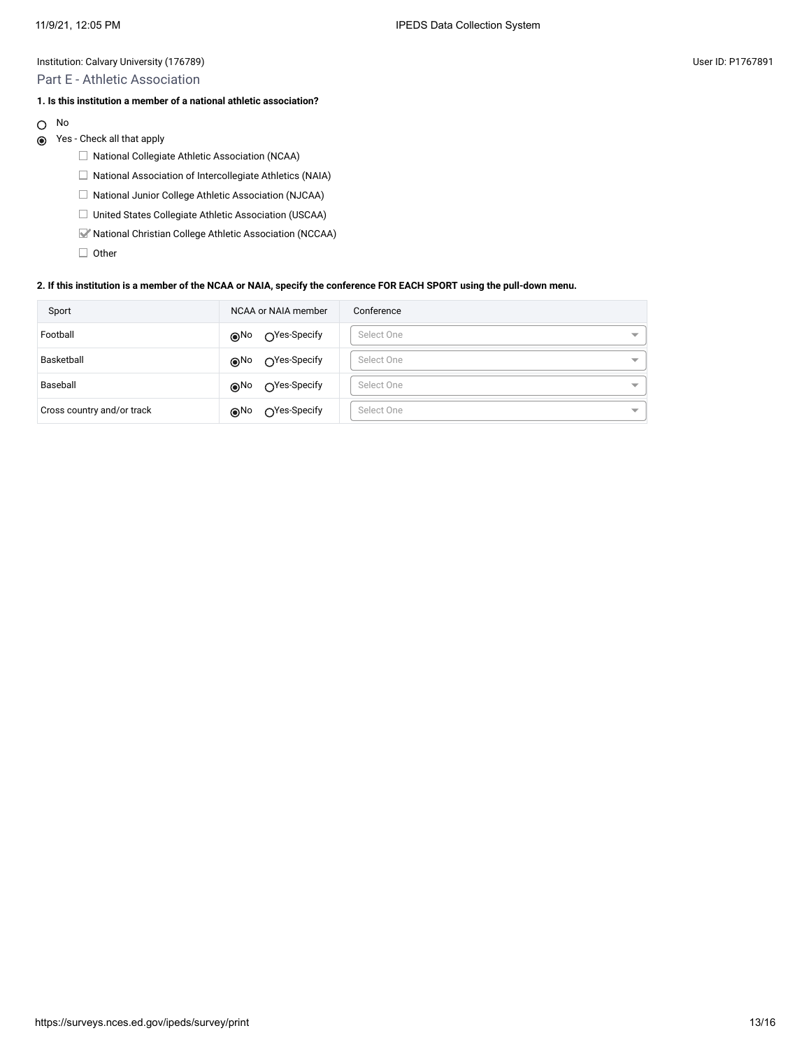Institution: Calvary University (176789)

User ID: P1767891

## Part E - Athletic Association

**1. Is this institution a member of a national athletic association?**

- ○ No
- ◉ Yes - Check all that apply
  - ☐ National Collegiate Athletic Association (NCAA)
  - ☐ National Association of Intercollegiate Athletics (NAIA)
  - ☐ National Junior College Athletic Association (NJCAA)
  - ☐ United States Collegiate Athletic Association (USCAA)
  - ☑ National Christian College Athletic Association (NCCAA)
  - ☐ Other

**2. If this institution is a member of the NCAA or NAIA, specify the conference FOR EACH SPORT using the pull-down menu.**

| Sport | NCAA or NAIA member | Conference |
|---|---|---|
| Football | ◉No ○Yes-Specify | Select One |
| Basketball | ◉No ○Yes-Specify | Select One |
| Baseball | ◉No ○Yes-Specify | Select One |
| Cross country and/or track | ◉No ○Yes-Specify | Select One |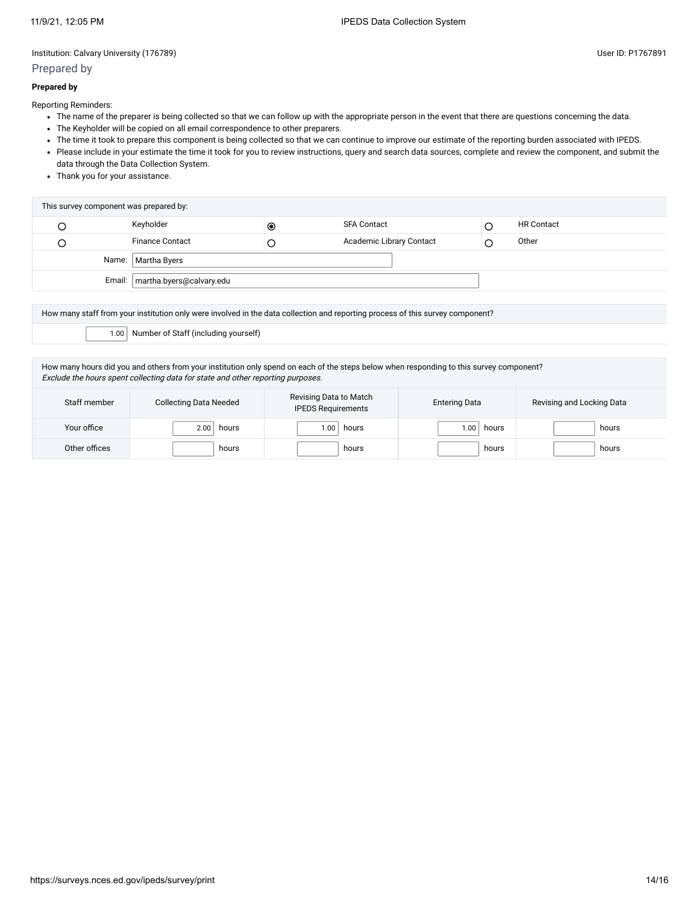Institution: Calvary University (176789)

User ID: P1767891

## Prepared by

**Prepared by**

Reporting Reminders:

- The name of the preparer is being collected so that we can follow up with the appropriate person in the event that there are questions concerning the data.
- The Keyholder will be copied on all email correspondence to other preparers.
- The time it took to prepare this component is being collected so that we can continue to improve our estimate of the reporting burden associated with IPEDS.
- Please include in your estimate the time it took for you to review instructions, query and search data sources, complete and review the component, and submit the data through the Data Collection System.
- Thank you for your assistance.

| This survey component was prepared by: | | | | | |
|---|---|---|---|---|---|
| ○ | Keyholder | ◉ | SFA Contact | ○ | HR Contact |
| ○ | Finance Contact | ○ | Academic Library Contact | ○ | Other |
| Name: | Martha Byers | | | | |
| Email: | martha.byers@calvary.edu | | | | |

How many staff from your institution only were involved in the data collection and reporting process of this survey component?

1.00 Number of Staff (including yourself)

How many hours did you and others from your institution only spend on each of the steps below when responding to this survey component?
*Exclude the hours spent collecting data for state and other reporting purposes.*

| Staff member | Collecting Data Needed | Revising Data to Match IPEDS Requirements | Entering Data | Revising and Locking Data |
|---|---|---|---|---|
| Your office | 2.00 hours | 1.00 hours | 1.00 hours | hours |
| Other offices | hours | hours | hours | hours |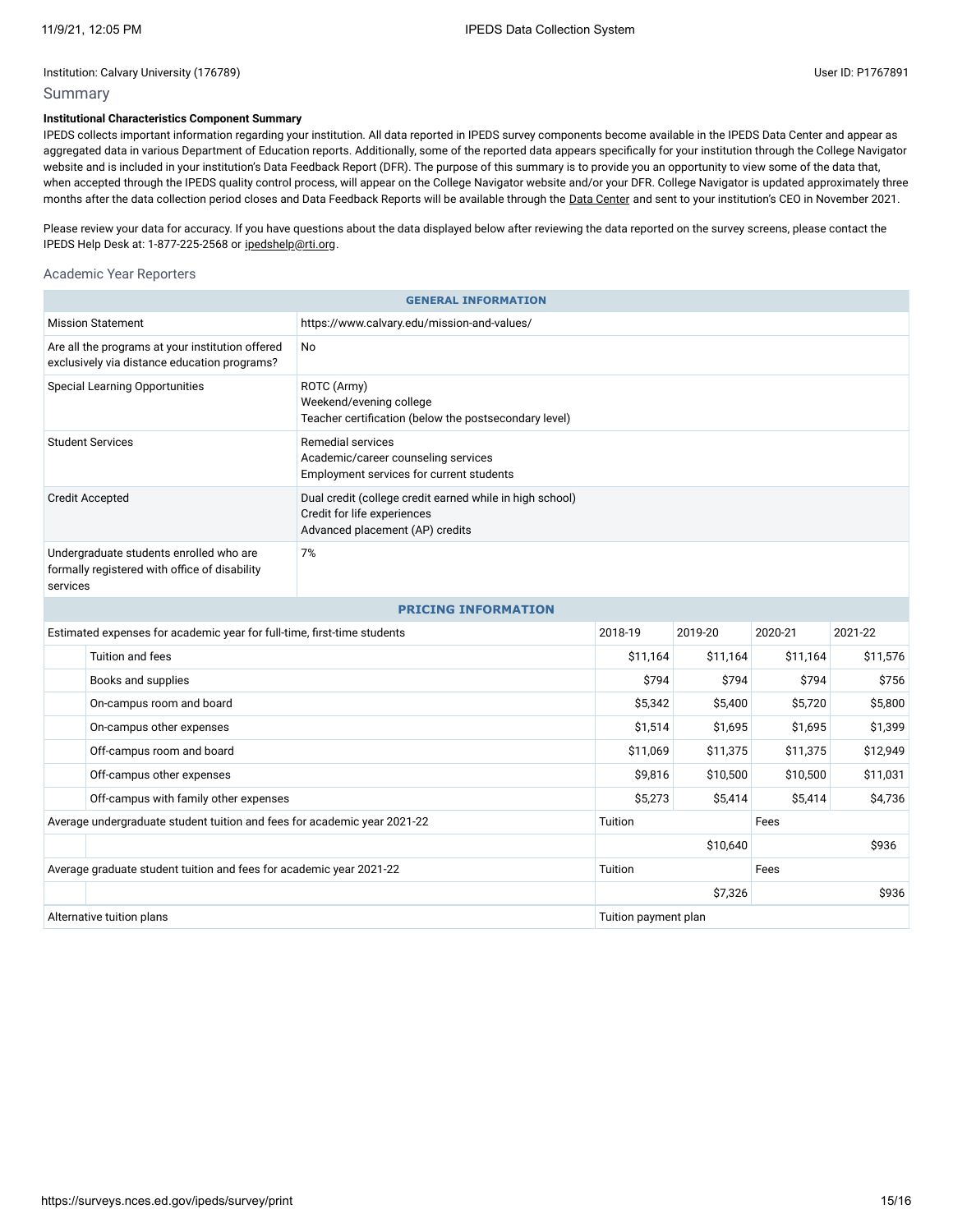Institution: Calvary University (176789)

User ID: P1767891

## Summary

**Institutional Characteristics Component Summary**

IPEDS collects important information regarding your institution. All data reported in IPEDS survey components become available in the IPEDS Data Center and appear as aggregated data in various Department of Education reports. Additionally, some of the reported data appears specifically for your institution through the College Navigator website and is included in your institution's Data Feedback Report (DFR). The purpose of this summary is to provide you an opportunity to view some of the data that, when accepted through the IPEDS quality control process, will appear on the College Navigator website and/or your DFR. College Navigator is updated approximately three months after the data collection period closes and Data Feedback Reports will be available through the Data Center and sent to your institution's CEO in November 2021.

Please review your data for accuracy. If you have questions about the data displayed below after reviewing the data reported on the survey screens, please contact the IPEDS Help Desk at: 1-877-225-2568 or ipedshelp@rti.org.

### Academic Year Reporters

| GENERAL INFORMATION | |
|---|---|
| Mission Statement | https://www.calvary.edu/mission-and-values/ |
| Are all the programs at your institution offered exclusively via distance education programs? | No |
| Special Learning Opportunities | ROTC (Army)<br>Weekend/evening college<br>Teacher certification (below the postsecondary level) |
| Student Services | Remedial services<br>Academic/career counseling services<br>Employment services for current students |
| Credit Accepted | Dual credit (college credit earned while in high school)<br>Credit for life experiences<br>Advanced placement (AP) credits |
| Undergraduate students enrolled who are formally registered with office of disability services | 7% |

| PRICING INFORMATION | | | | |
|---|---|---|---|---|
| Estimated expenses for academic year for full-time, first-time students | 2018-19 | 2019-20 | 2020-21 | 2021-22 |
| Tuition and fees | $11,164 | $11,164 | $11,164 | $11,576 |
| Books and supplies | $794 | $794 | $794 | $756 |
| On-campus room and board | $5,342 | $5,400 | $5,720 | $5,800 |
| On-campus other expenses | $1,514 | $1,695 | $1,695 | $1,399 |
| Off-campus room and board | $11,069 | $11,375 | $11,375 | $12,949 |
| Off-campus other expenses | $9,816 | $10,500 | $10,500 | $11,031 |
| Off-campus with family other expenses | $5,273 | $5,414 | $5,414 | $4,736 |
| Average undergraduate student tuition and fees for academic year 2021-22 | Tuition | | Fees | |
| | | $10,640 | | $936 |
| Average graduate student tuition and fees for academic year 2021-22 | Tuition | | Fees | |
| | | $7,326 | | $936 |
| Alternative tuition plans | Tuition payment plan | | | |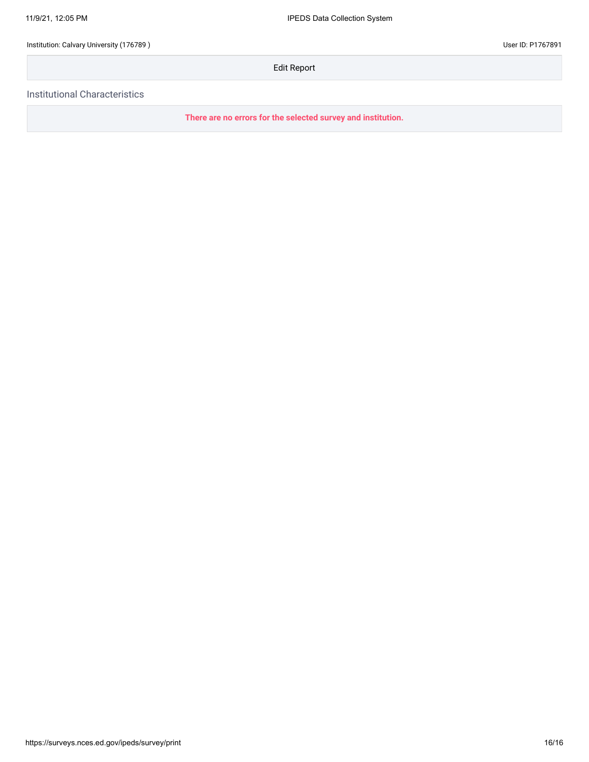Institution: Calvary University (176789 )

User ID: P1767891

## Edit Report

### Institutional Characteristics

**There are no errors for the selected survey and institution.**